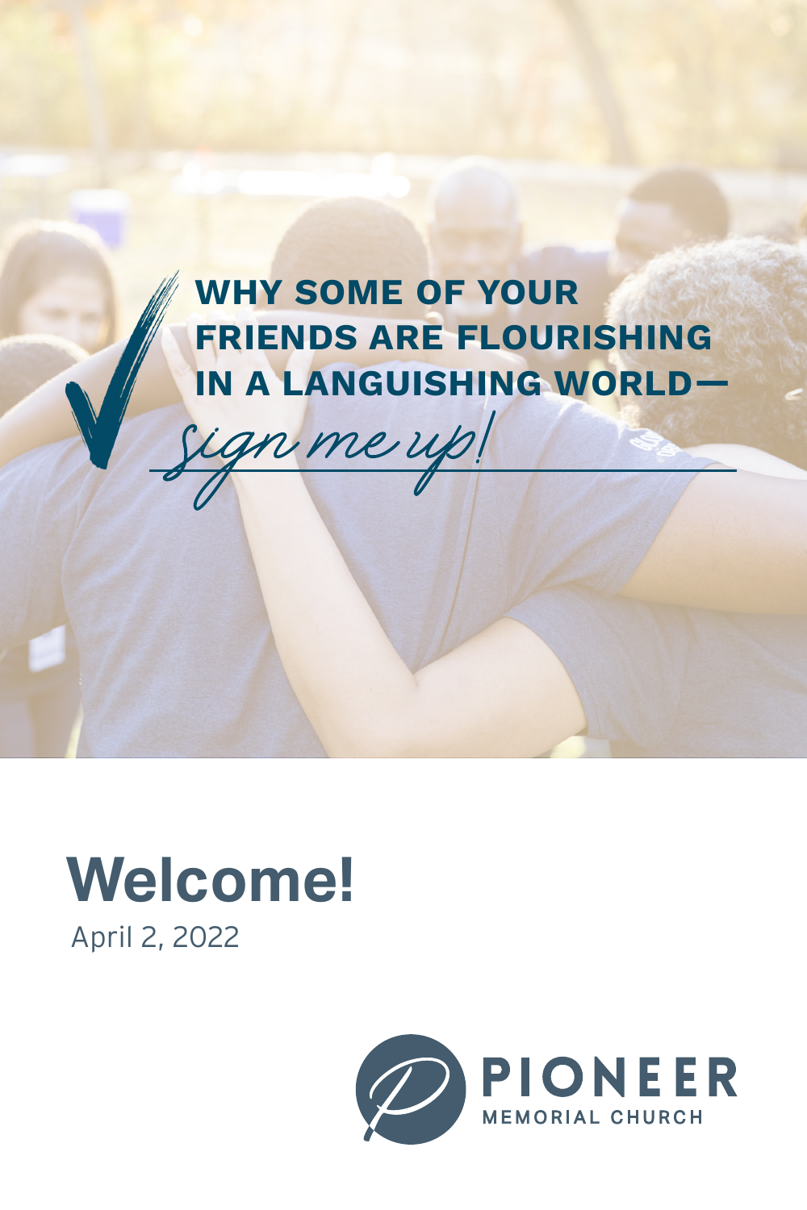# WHY SOME OF YOUR FRIENDS ARE FLOURISHING IN A LANGUISHING WORLD—

*sign me up!*

## Welcome!

April 2, 2022

PIONEER MEMORIAL CHURCH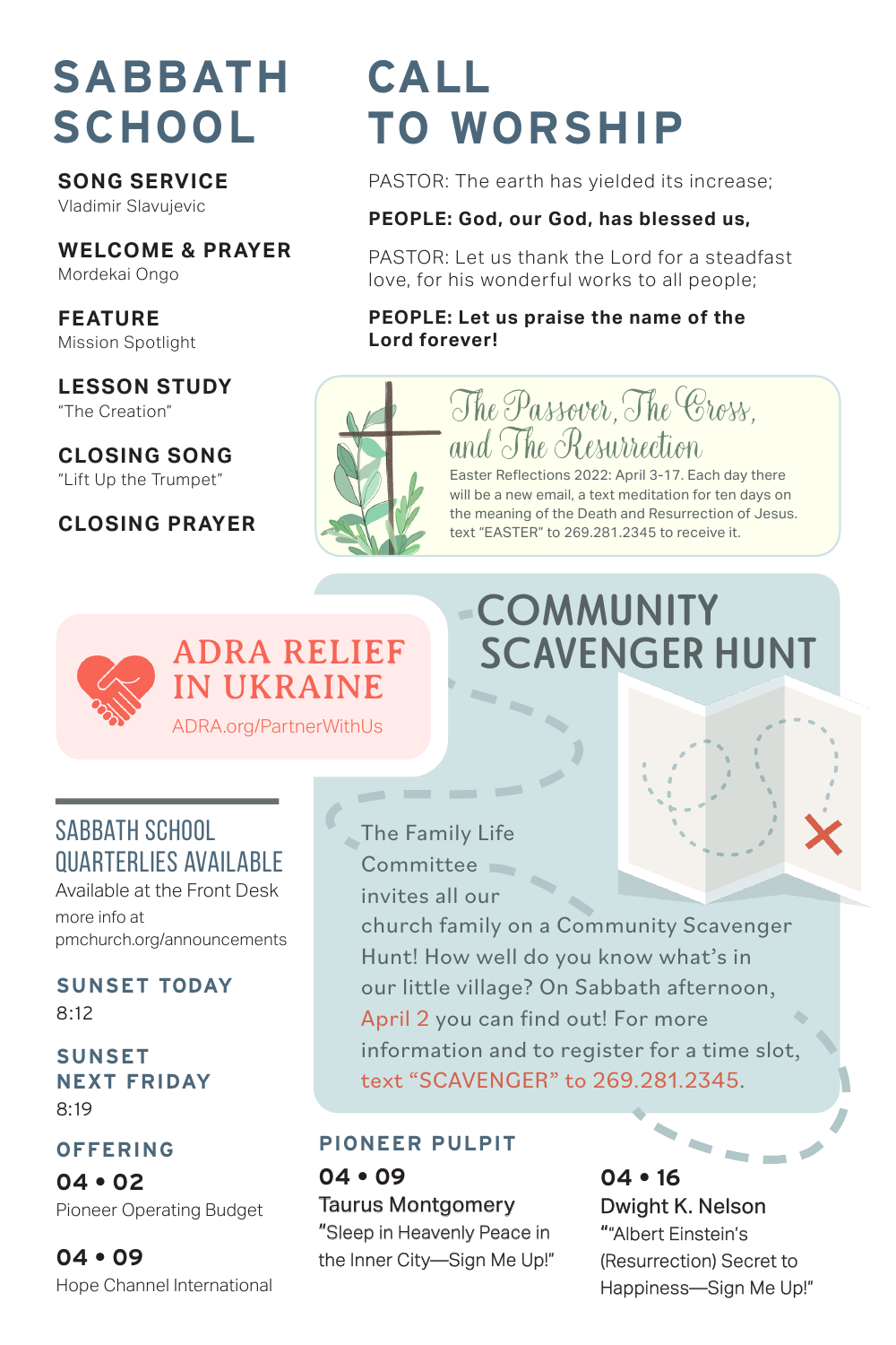# SABBATH SCHOOL

**SONG SERVICE**
Vladimir Slavujevic

**WELCOME & PRAYER**
Mordekai Ongo

**FEATURE**
Mission Spotlight

**LESSON STUDY**
"The Creation"

**CLOSING SONG**
"Lift Up the Trumpet"

**CLOSING PRAYER**

# CALL TO WORSHIP

PASTOR: The earth has yielded its increase;

**PEOPLE: God, our God, has blessed us,**

PASTOR: Let us thank the Lord for a steadfast love, for his wonderful works to all people;

**PEOPLE: Let us praise the name of the Lord forever!**

## The Passover, The Cross, and The Resurrection

Easter Reflections 2022: April 3-17. Each day there will be a new email, a text meditation for ten days on the meaning of the Death and Resurrection of Jesus. text "EASTER" to 269.281.2345 to receive it.

## ADRA RELIEF IN UKRAINE

ADRA.org/PartnerWithUs

## COMMUNITY SCAVENGER HUNT

The Family Life Committee invites all our church family on a Community Scavenger Hunt! How well do you know what's in our little village? On Sabbath afternoon, April 2 you can find out! For more information and to register for a time slot, text "SCAVENGER" to 269.281.2345.

## SABBATH SCHOOL QUARTERLIES AVAILABLE

Available at the Front Desk
more info at pmchurch.org/announcements

**SUNSET TODAY**
8:12

**SUNSET NEXT FRIDAY**
8:19

**OFFERING**

**04 • 02**
Pioneer Operating Budget

**04 • 09**
Hope Channel International

**PIONEER PULPIT**

**04 • 09**
Taurus Montgomery
"Sleep in Heavenly Peace in the Inner City—Sign Me Up!"

**04 • 16**
Dwight K. Nelson
""Albert Einstein's (Resurrection) Secret to Happiness—Sign Me Up!"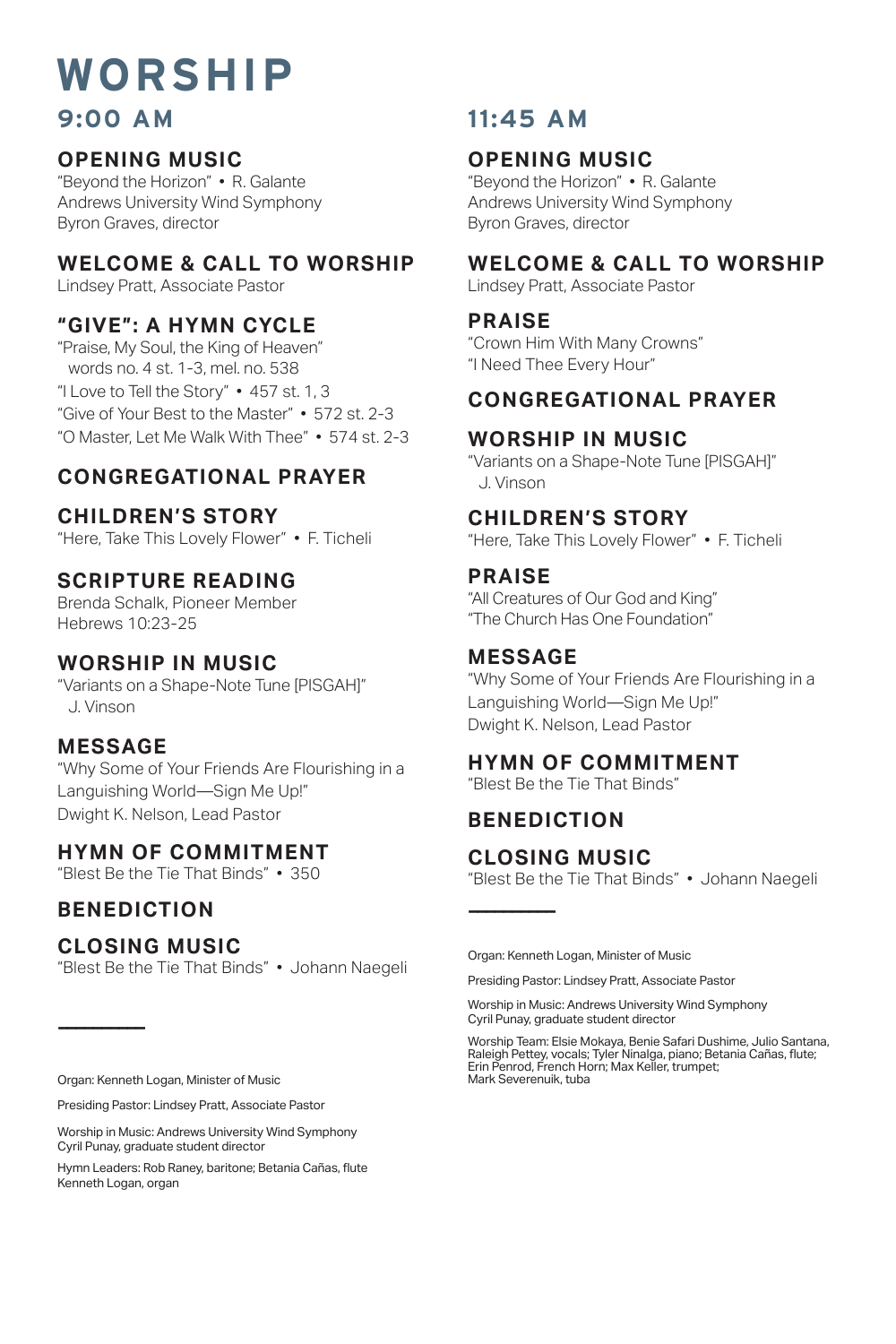# WORSHIP

## 9:00 AM

### OPENING MUSIC

"Beyond the Horizon" • R. Galante
Andrews University Wind Symphony
Byron Graves, director

### WELCOME & CALL TO WORSHIP

Lindsey Pratt, Associate Pastor

### "GIVE": A HYMN CYCLE

"Praise, My Soul, the King of Heaven"
words no. 4 st. 1-3, mel. no. 538
"I Love to Tell the Story" • 457 st. 1, 3
"Give of Your Best to the Master" • 572 st. 2-3
"O Master, Let Me Walk With Thee" • 574 st. 2-3

### CONGREGATIONAL PRAYER

### CHILDREN'S STORY

"Here, Take This Lovely Flower" • F. Ticheli

### SCRIPTURE READING

Brenda Schalk, Pioneer Member
Hebrews 10:23-25

### WORSHIP IN MUSIC

"Variants on a Shape-Note Tune [PISGAH]"
J. Vinson

### MESSAGE

"Why Some of Your Friends Are Flourishing in a Languishing World—Sign Me Up!"
Dwight K. Nelson, Lead Pastor

### HYMN OF COMMITMENT

"Blest Be the Tie That Binds" • 350

### BENEDICTION

### CLOSING MUSIC

"Blest Be the Tie That Binds" • Johann Naegeli

---

Organ: Kenneth Logan, Minister of Music

Presiding Pastor: Lindsey Pratt, Associate Pastor

Worship in Music: Andrews University Wind Symphony
Cyril Punay, graduate student director

Hymn Leaders: Rob Raney, baritone; Betania Cañas, flute
Kenneth Logan, organ

## 11:45 AM

### OPENING MUSIC

"Beyond the Horizon" • R. Galante
Andrews University Wind Symphony
Byron Graves, director

### WELCOME & CALL TO WORSHIP

Lindsey Pratt, Associate Pastor

### PRAISE

"Crown Him With Many Crowns"
"I Need Thee Every Hour"

### CONGREGATIONAL PRAYER

### WORSHIP IN MUSIC

"Variants on a Shape-Note Tune [PISGAH]"
J. Vinson

### CHILDREN'S STORY

"Here, Take This Lovely Flower" • F. Ticheli

### PRAISE

"All Creatures of Our God and King"
"The Church Has One Foundation"

### MESSAGE

"Why Some of Your Friends Are Flourishing in a Languishing World—Sign Me Up!"
Dwight K. Nelson, Lead Pastor

### HYMN OF COMMITMENT

"Blest Be the Tie That Binds"

### BENEDICTION

### CLOSING MUSIC

"Blest Be the Tie That Binds" • Johann Naegeli

---

Organ: Kenneth Logan, Minister of Music

Presiding Pastor: Lindsey Pratt, Associate Pastor

Worship in Music: Andrews University Wind Symphony
Cyril Punay, graduate student director

Worship Team: Elsie Mokaya, Benie Safari Dushime, Julio Santana, Raleigh Pettey, vocals; Tyler Ninalga, piano; Betania Cañas, flute; Erin Penrod, French Horn; Max Keller, trumpet; Mark Severenuik, tuba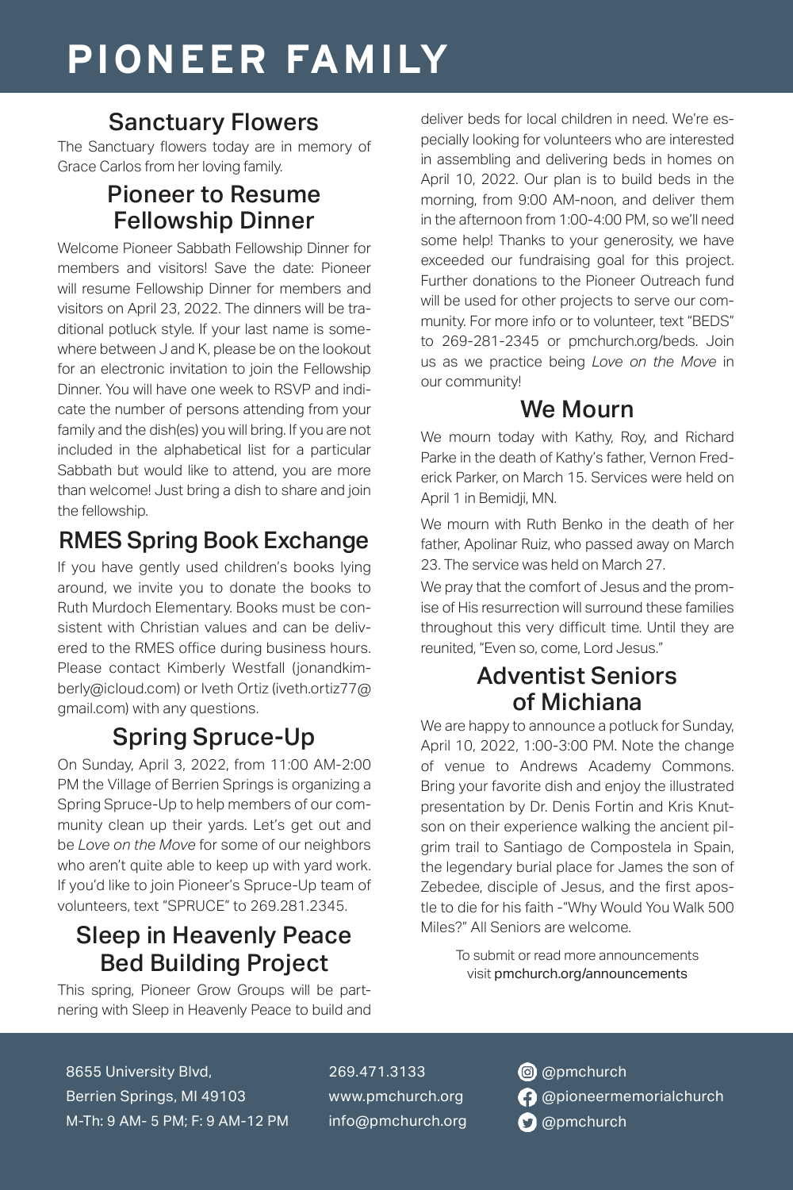# PIONEER FAMILY

## Sanctuary Flowers

The Sanctuary flowers today are in memory of Grace Carlos from her loving family.

## Pioneer to Resume Fellowship Dinner

Welcome Pioneer Sabbath Fellowship Dinner for members and visitors! Save the date: Pioneer will resume Fellowship Dinner for members and visitors on April 23, 2022. The dinners will be traditional potluck style. If your last name is somewhere between J and K, please be on the lookout for an electronic invitation to join the Fellowship Dinner. You will have one week to RSVP and indicate the number of persons attending from your family and the dish(es) you will bring. If you are not included in the alphabetical list for a particular Sabbath but would like to attend, you are more than welcome! Just bring a dish to share and join the fellowship.

## RMES Spring Book Exchange

If you have gently used children's books lying around, we invite you to donate the books to Ruth Murdoch Elementary. Books must be consistent with Christian values and can be delivered to the RMES office during business hours. Please contact Kimberly Westfall (jonandkimberly@icloud.com) or Iveth Ortiz (iveth.ortiz77@gmail.com) with any questions.

## Spring Spruce-Up

On Sunday, April 3, 2022, from 11:00 AM-2:00 PM the Village of Berrien Springs is organizing a Spring Spruce-Up to help members of our community clean up their yards. Let's get out and be *Love on the Move* for some of our neighbors who aren't quite able to keep up with yard work. If you'd like to join Pioneer's Spruce-Up team of volunteers, text "SPRUCE" to 269.281.2345.

## Sleep in Heavenly Peace Bed Building Project

This spring, Pioneer Grow Groups will be partnering with Sleep in Heavenly Peace to build and deliver beds for local children in need. We're especially looking for volunteers who are interested in assembling and delivering beds in homes on April 10, 2022. Our plan is to build beds in the morning, from 9:00 AM-noon, and deliver them in the afternoon from 1:00-4:00 PM, so we'll need some help! Thanks to your generosity, we have exceeded our fundraising goal for this project. Further donations to the Pioneer Outreach fund will be used for other projects to serve our community. For more info or to volunteer, text "BEDS" to 269-281-2345 or pmchurch.org/beds. Join us as we practice being *Love on the Move* in our community!

## We Mourn

We mourn today with Kathy, Roy, and Richard Parke in the death of Kathy's father, Vernon Frederick Parker, on March 15. Services were held on April 1 in Bemidji, MN.

We mourn with Ruth Benko in the death of her father, Apolinar Ruiz, who passed away on March 23. The service was held on March 27.

We pray that the comfort of Jesus and the promise of His resurrection will surround these families throughout this very difficult time. Until they are reunited, "Even so, come, Lord Jesus."

## Adventist Seniors of Michiana

We are happy to announce a potluck for Sunday, April 10, 2022, 1:00-3:00 PM. Note the change of venue to Andrews Academy Commons. Bring your favorite dish and enjoy the illustrated presentation by Dr. Denis Fortin and Kris Knutson on their experience walking the ancient pilgrim trail to Santiago de Compostela in Spain, the legendary burial place for James the son of Zebedee, disciple of Jesus, and the first apostle to die for his faith -"Why Would You Walk 500 Miles?" All Seniors are welcome.

To submit or read more announcements visit pmchurch.org/announcements

8655 University Blvd,
Berrien Springs, MI 49103
M-Th: 9 AM- 5 PM; F: 9 AM-12 PM

269.471.3133
www.pmchurch.org
info@pmchurch.org

@pmchurch
@pioneermemorialchurch
@pmchurch